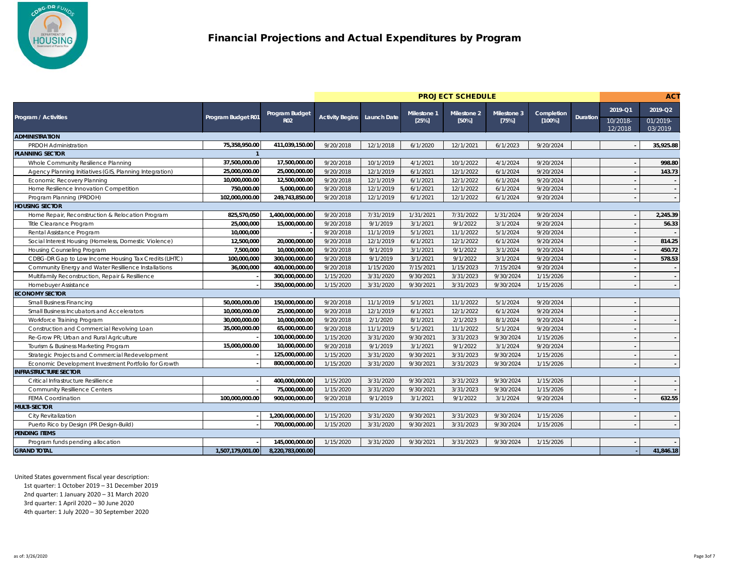# Financial Projections and Actual Expenditures by Program

| Program / Activities | Program Budget R01 | Program Budget R02 | PROJECT SCHEDULE | | | | | | | ACT | |
|---|---|---|---|---|---|---|---|---|---|---|---|
| | | | Activity Begins | Launch Date | Milestone 1 [25%] | Milestone 2 [50%] | Milestone 3 [75%] | Completion [100%] | Duration | 2019-Q1 10/2018-12/2018 | 2019-Q2 01/2019-03/2019 |
| **ADMINISTRATION** | | | | | | | | | | | |
| PRDOH Administration | 75,358,950.00 | 411,039,150.00 | 9/20/2018 | 12/1/2018 | 6/1/2020 | 12/1/2021 | 6/1/2023 | 9/20/2024 | | - | 35,925.88 |
| **PLANNING SECTOR** | 1 | | | | | | | | | | |
| Whole Community Resilience Planning | 37,500,000.00 | 17,500,000.00 | 9/20/2018 | 10/1/2019 | 4/1/2021 | 10/1/2022 | 4/1/2024 | 9/20/2024 | | - | 998.80 |
| Agency Planning Initiatives (GIS, Planning Integration) | 25,000,000.00 | 25,000,000.00 | 9/20/2018 | 12/1/2019 | 6/1/2021 | 12/1/2022 | 6/1/2024 | 9/20/2024 | | - | 143.73 |
| Economic Recovery Planning | 10,000,000.00 | 12,500,000.00 | 9/20/2018 | 12/1/2019 | 6/1/2021 | 12/1/2022 | 6/1/2024 | 9/20/2024 | | - | - |
| Home Resilience Innovation Competition | 750,000.00 | 5,000,000.00 | 9/20/2018 | 12/1/2019 | 6/1/2021 | 12/1/2022 | 6/1/2024 | 9/20/2024 | | - | - |
| Program Planning (PRDOH) | 102,000,000.00 | 249,743,850.00 | 9/20/2018 | 12/1/2019 | 6/1/2021 | 12/1/2022 | 6/1/2024 | 9/20/2024 | | - | - |
| **HOUSING SECTOR** | | | | | | | | | | | |
| Home Repair, Reconstruction & Relocation Program | 825,570,050 | 1,400,000,000.00 | 9/20/2018 | 7/31/2019 | 1/31/2021 | 7/31/2022 | 1/31/2024 | 9/20/2024 | | - | 2,245.39 |
| Title Clearance Program | 25,000,000 | 15,000,000.00 | 9/20/2018 | 9/1/2019 | 3/1/2021 | 9/1/2022 | 3/1/2024 | 9/20/2024 | | - | 56.33 |
| Rental Assistance Program | 10,000,000 | - | 9/20/2018 | 11/1/2019 | 5/1/2021 | 11/1/2022 | 5/1/2024 | 9/20/2024 | | - | - |
| Social Interest Housing (Homeless, Domestic Violence) | 12,500,000 | 20,000,000.00 | 9/20/2018 | 12/1/2019 | 6/1/2021 | 12/1/2022 | 6/1/2024 | 9/20/2024 | | - | 814.25 |
| Housing Counseling Program | 7,500,000 | 10,000,000.00 | 9/20/2018 | 9/1/2019 | 3/1/2021 | 9/1/2022 | 3/1/2024 | 9/20/2024 | | - | 450.72 |
| CDBG-DR Gap to Low Income Housing Tax Credits (LIHTC) | 100,000,000 | 300,000,000.00 | 9/20/2018 | 9/1/2019 | 3/1/2021 | 9/1/2022 | 3/1/2024 | 9/20/2024 | | - | 578.53 |
| Community Energy and Water Resilience Installations | 36,000,000 | 400,000,000.00 | 9/20/2018 | 1/15/2020 | 7/15/2021 | 1/15/2023 | 7/15/2024 | 9/20/2024 | | - | - |
| Multifamily Reconstruction, Repair & Resilience | - | 300,000,000.00 | 1/15/2020 | 3/31/2020 | 9/30/2021 | 3/31/2023 | 9/30/2024 | 1/15/2026 | | - | - |
| Homebuyer Assistance | - | 350,000,000.00 | 1/15/2020 | 3/31/2020 | 9/30/2021 | 3/31/2023 | 9/30/2024 | 1/15/2026 | | - | - |
| **ECONOMY SECTOR** | | | | | | | | | | | |
| Small Business Financing | 50,000,000.00 | 150,000,000.00 | 9/20/2018 | 11/1/2019 | 5/1/2021 | 11/1/2022 | 5/1/2024 | 9/20/2024 | | - | |
| Small Business Incubators and Accelerators | 10,000,000.00 | 25,000,000.00 | 9/20/2018 | 12/1/2019 | 6/1/2021 | 12/1/2022 | 6/1/2024 | 9/20/2024 | | - | |
| Workforce Training Program | 30,000,000.00 | 10,000,000.00 | 9/20/2018 | 2/1/2020 | 8/1/2021 | 2/1/2023 | 8/1/2024 | 9/20/2024 | | - | - |
| Construction and Commercial Revolving Loan | 35,000,000.00 | 65,000,000.00 | 9/20/2018 | 11/1/2019 | 5/1/2021 | 11/1/2022 | 5/1/2024 | 9/20/2024 | | - | |
| Re-Grow PR; Urban and Rural Agriculture | - | 100,000,000.00 | 1/15/2020 | 3/31/2020 | 9/30/2021 | 3/31/2023 | 9/30/2024 | 1/15/2026 | | - | - |
| Tourism & Business Marketing Program | 15,000,000.00 | 10,000,000.00 | 9/20/2018 | 9/1/2019 | 3/1/2021 | 9/1/2022 | 3/1/2024 | 9/20/2024 | | - | |
| Strategic Projects and Commercial Redevelopment | - | 125,000,000.00 | 1/15/2020 | 3/31/2020 | 9/30/2021 | 3/31/2023 | 9/30/2024 | 1/15/2026 | | - | - |
| Economic Development Investment Portfolio for Growth | - | 800,000,000.00 | 1/15/2020 | 3/31/2020 | 9/30/2021 | 3/31/2023 | 9/30/2024 | 1/15/2026 | | - | - |
| **INFRASTRUCTURE SECTOR** | | | | | | | | | | | |
| Critical Infrastructure Resilience | - | 400,000,000.00 | 1/15/2020 | 3/31/2020 | 9/30/2021 | 3/31/2023 | 9/30/2024 | 1/15/2026 | | - | - |
| Community Resilience Centers | - | 75,000,000.00 | 1/15/2020 | 3/31/2020 | 9/30/2021 | 3/31/2023 | 9/30/2024 | 1/15/2026 | | - | - |
| FEMA Coordination | 100,000,000.00 | 900,000,000.00 | 9/20/2018 | 9/1/2019 | 3/1/2021 | 9/1/2022 | 3/1/2024 | 9/20/2024 | | - | 632.55 |
| **MULTI-SECTOR** | | | | | | | | | | | |
| City Revitalization | - | 1,200,000,000.00 | 1/15/2020 | 3/31/2020 | 9/30/2021 | 3/31/2023 | 9/30/2024 | 1/15/2026 | | - | - |
| Puerto Rico by Design (PR Design-Build) | - | 700,000,000.00 | 1/15/2020 | 3/31/2020 | 9/30/2021 | 3/31/2023 | 9/30/2024 | 1/15/2026 | | - | - |
| **PENDING ITEMS** | | | | | | | | | | | |
| Program funds pending allocation | - | 145,000,000.00 | 1/15/2020 | 3/31/2020 | 9/30/2021 | 3/31/2023 | 9/30/2024 | 1/15/2026 | | - | - |
| **GRAND TOTAL** | 1,507,179,001.00 | 8,220,783,000.00 | | | | | | | | - | 41,846.18 |

United States government fiscal year description:

1st quarter: 1 October 2019 – 31 December 2019
2nd quarter: 1 January 2020 – 31 March 2020
3rd quarter: 1 April 2020 – 30 June 2020
4th quarter: 1 July 2020 – 30 September 2020

as of: 3/26/2020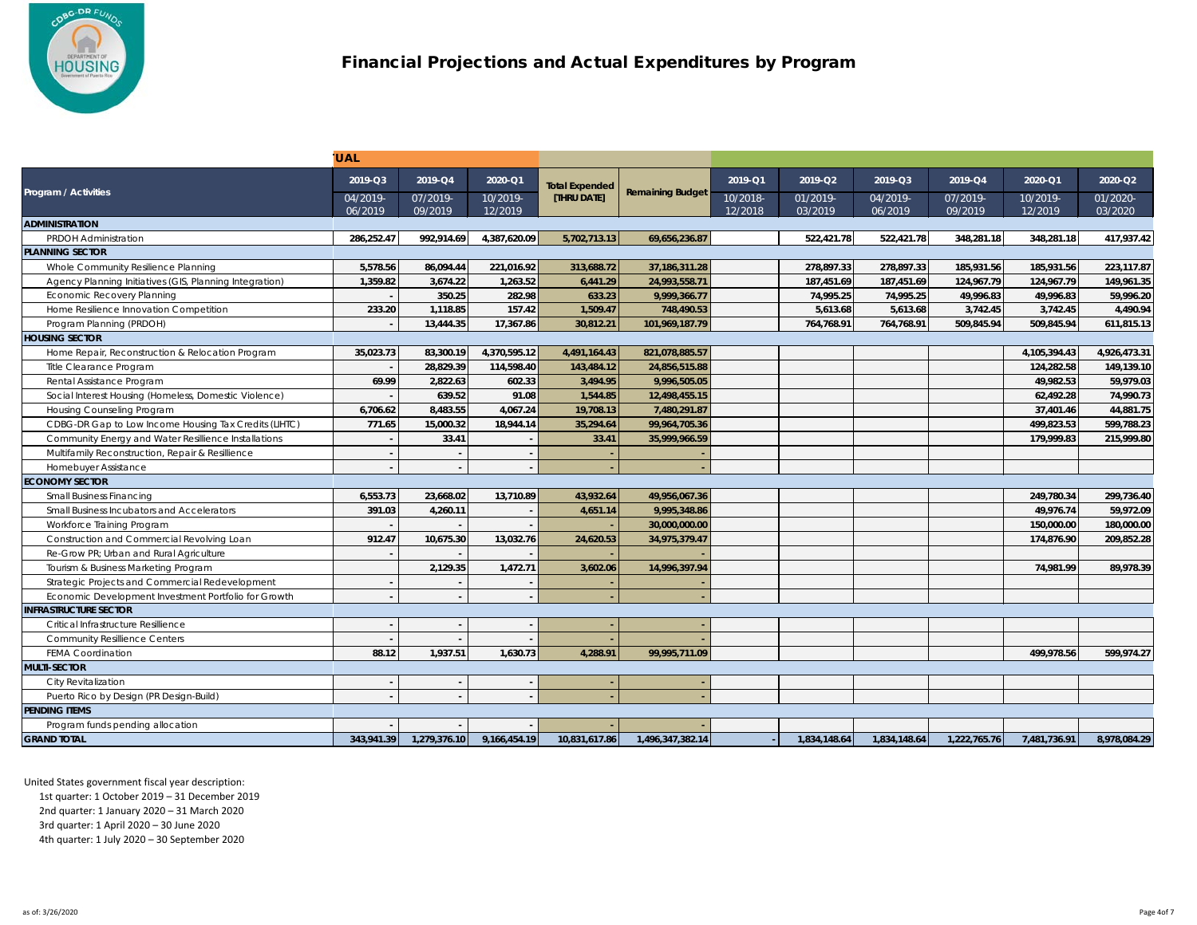# Financial Projections and Actual Expenditures by Program

| Program / Activities | 'UAL | | | | | | | | | | |
|---|---|---|---|---|---|---|---|---|---|---|---|
| | 2019-Q3 04/2019-06/2019 | 2019-Q4 07/2019-09/2019 | 2020-Q1 10/2019-12/2019 | Total Expended [THRU DATE] | Remaining Budget | 2019-Q1 10/2018-12/2018 | 2019-Q2 01/2019-03/2019 | 2019-Q3 04/2019-06/2019 | 2019-Q4 07/2019-09/2019 | 2020-Q1 10/2019-12/2019 | 2020-Q2 01/2020-03/2020 |
| **ADMINISTRATION** | | | | | | | | | | | |
| PRDOH Administration | 286,252.47 | 992,914.69 | 4,387,620.09 | 5,702,713.13 | 69,656,236.87 | | 522,421.78 | 522,421.78 | 348,281.18 | 348,281.18 | 417,937.42 |
| **PLANNING SECTOR** | | | | | | | | | | | |
| Whole Community Resilience Planning | 5,578.56 | 86,094.44 | 221,016.92 | 313,688.72 | 37,186,311.28 | | 278,897.33 | 278,897.33 | 185,931.56 | 185,931.56 | 223,117.87 |
| Agency Planning Initiatives (GIS, Planning Integration) | 1,359.82 | 3,674.22 | 1,263.52 | 6,441.29 | 24,993,558.71 | | 187,451.69 | 187,451.69 | 124,967.79 | 124,967.79 | 149,961.35 |
| Economic Recovery Planning | - | 350.25 | 282.98 | 633.23 | 9,999,366.77 | | 74,995.25 | 74,995.25 | 49,996.83 | 49,996.83 | 59,996.20 |
| Home Resilience Innovation Competition | 233.20 | 1,118.85 | 157.42 | 1,509.47 | 748,490.53 | | 5,613.68 | 5,613.68 | 3,742.45 | 3,742.45 | 4,490.94 |
| Program Planning (PRDOH) | - | 13,444.35 | 17,367.86 | 30,812.21 | 101,969,187.79 | | 764,768.91 | 764,768.91 | 509,845.94 | 509,845.94 | 611,815.13 |
| **HOUSING SECTOR** | | | | | | | | | | | |
| Home Repair, Reconstruction & Relocation Program | 35,023.73 | 83,300.19 | 4,370,595.12 | 4,491,164.43 | 821,078,885.57 | | | | | 4,105,394.43 | 4,926,473.31 |
| Title Clearance Program | - | 28,829.39 | 114,598.40 | 143,484.12 | 24,856,515.88 | | | | | 124,282.58 | 149,139.10 |
| Rental Assistance Program | 69.99 | 2,822.63 | 602.33 | 3,494.95 | 9,996,505.05 | | | | | 49,982.53 | 59,979.03 |
| Social Interest Housing (Homeless, Domestic Violence) | - | 639.52 | 91.08 | 1,544.85 | 12,498,455.15 | | | | | 62,492.28 | 74,990.73 |
| Housing Counseling Program | 6,706.62 | 8,483.55 | 4,067.24 | 19,708.13 | 7,480,291.87 | | | | | 37,401.46 | 44,881.75 |
| CDBG-DR Gap to Low Income Housing Tax Credits (LIHTC) | 771.65 | 15,000.32 | 18,944.14 | 35,294.64 | 99,964,705.36 | | | | | 499,823.53 | 599,788.23 |
| Community Energy and Water Resilience Installations | - | 33.41 | - | 33.41 | 35,999,966.59 | | | | | 179,999.83 | 215,999.80 |
| Multifamily Reconstruction, Repair & Resilience | - | - | - | - | - | | | | | | |
| Homebuyer Assistance | - | - | - | - | - | | | | | | |
| **ECONOMY SECTOR** | | | | | | | | | | | |
| Small Business Financing | 6,553.73 | 23,668.02 | 13,710.89 | 43,932.64 | 49,956,067.36 | | | | | 249,780.34 | 299,736.40 |
| Small Business Incubators and Accelerators | 391.03 | 4,260.11 | - | 4,651.14 | 9,995,348.86 | | | | | 49,976.74 | 59,972.09 |
| Workforce Training Program | - | - | - | - | 30,000,000.00 | | | | | 150,000.00 | 180,000.00 |
| Construction and Commercial Revolving Loan | 912.47 | 10,675.30 | 13,032.76 | 24,620.53 | 34,975,379.47 | | | | | 174,876.90 | 209,852.28 |
| Re-Grow PR; Urban and Rural Agriculture | - | - | - | - | - | | | | | | |
| Tourism & Business Marketing Program | | 2,129.35 | 1,472.71 | 3,602.06 | 14,996,397.94 | | | | | 74,981.99 | 89,978.39 |
| Strategic Projects and Commercial Redevelopment | - | - | - | - | - | | | | | | |
| Economic Development Investment Portfolio for Growth | - | - | - | - | - | | | | | | |
| **INFRASTRUCTURE SECTOR** | | | | | | | | | | | |
| Critical Infrastructure Resilience | - | - | - | - | - | | | | | | |
| Community Resilience Centers | - | - | - | - | - | | | | | | |
| FEMA Coordination | 88.12 | 1,937.51 | 1,630.73 | 4,288.91 | 99,995,711.09 | | | | | 499,978.56 | 599,974.27 |
| **MULTI-SECTOR** | | | | | | | | | | | |
| City Revitalization | - | - | - | - | - | | | | | | |
| Puerto Rico by Design (PR Design-Build) | - | - | - | - | - | | | | | | |
| **PENDING ITEMS** | | | | | | | | | | | |
| Program funds pending allocation | - | - | - | - | - | | | | | | |
| **GRAND TOTAL** | 343,941.39 | 1,279,376.10 | 9,166,454.19 | 10,831,617.86 | 1,496,347,382.14 | - | 1,834,148.64 | 1,834,148.64 | 1,222,765.76 | 7,481,736.91 | 8,978,084.29 |

United States government fiscal year description:

1st quarter: 1 October 2019 – 31 December 2019
2nd quarter: 1 January 2020 – 31 March 2020
3rd quarter: 1 April 2020 – 30 June 2020
4th quarter: 1 July 2020 – 30 September 2020

as of: 3/26/2020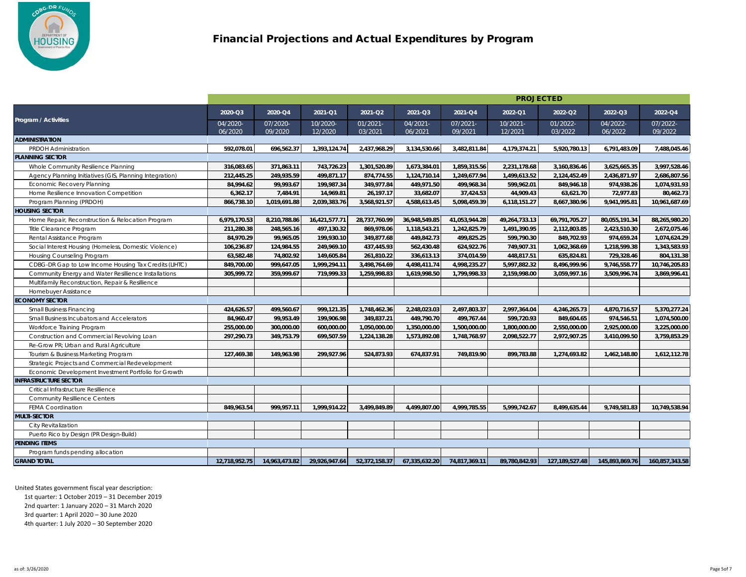# Financial Projections and Actual Expenditures by Program

| Program / Activities | PROJECTED | | | | | | | | | |
|---|---|---|---|---|---|---|---|---|---|---|
| | 2020-Q3 | 2020-Q4 | 2021-Q1 | 2021-Q2 | 2021-Q3 | 2021-Q4 | 2022-Q1 | 2022-Q2 | 2022-Q3 | 2022-Q4 |
| | 04/2020-06/2020 | 07/2020-09/2020 | 10/2020-12/2020 | 01/2021-03/2021 | 04/2021-06/2021 | 07/2021-09/2021 | 10/2021-12/2021 | 01/2022-03/2022 | 04/2022-06/2022 | 07/2022-09/2022 |
| **ADMINISTRATION** | | | | | | | | | | |
| PRDOH Administration | 592,078.01 | 696,562.37 | 1,393,124.74 | 2,437,968.29 | 3,134,530.66 | 3,482,811.84 | 4,179,374.21 | 5,920,780.13 | 6,791,483.09 | 7,488,045.46 |
| **PLANNING SECTOR** | | | | | | | | | | |
| Whole Community Resilience Planning | 316,083.65 | 371,863.11 | 743,726.23 | 1,301,520.89 | 1,673,384.01 | 1,859,315.56 | 2,231,178.68 | 3,160,836.46 | 3,625,665.35 | 3,997,528.46 |
| Agency Planning Initiatives (GIS, Planning Integration) | 212,445.25 | 249,935.59 | 499,871.17 | 874,774.55 | 1,124,710.14 | 1,249,677.94 | 1,499,613.52 | 2,124,452.49 | 2,436,871.97 | 2,686,807.56 |
| Economic Recovery Planning | 84,994.62 | 99,993.67 | 199,987.34 | 349,977.84 | 449,971.50 | 499,968.34 | 599,962.01 | 849,946.18 | 974,938.26 | 1,074,931.93 |
| Home Resilience Innovation Competition | 6,362.17 | 7,484.91 | 14,969.81 | 26,197.17 | 33,682.07 | 37,424.53 | 44,909.43 | 63,621.70 | 72,977.83 | 80,462.73 |
| Program Planning (PRDOH) | 866,738.10 | 1,019,691.88 | 2,039,383.76 | 3,568,921.57 | 4,588,613.45 | 5,098,459.39 | 6,118,151.27 | 8,667,380.96 | 9,941,995.81 | 10,961,687.69 |
| **HOUSING SECTOR** | | | | | | | | | | |
| Home Repair, Reconstruction & Relocation Program | 6,979,170.53 | 8,210,788.86 | 16,421,577.71 | 28,737,760.99 | 36,948,549.85 | 41,053,944.28 | 49,264,733.13 | 69,791,705.27 | 80,055,191.34 | 88,265,980.20 |
| Title Clearance Program | 211,280.38 | 248,565.16 | 497,130.32 | 869,978.06 | 1,118,543.21 | 1,242,825.79 | 1,491,390.95 | 2,112,803.85 | 2,423,510.30 | 2,672,075.46 |
| Rental Assistance Program | 84,970.29 | 99,965.05 | 199,930.10 | 349,877.68 | 449,842.73 | 499,825.25 | 599,790.30 | 849,702.93 | 974,659.24 | 1,074,624.29 |
| Social Interest Housing (Homeless, Domestic Violence) | 106,236.87 | 124,984.55 | 249,969.10 | 437,445.93 | 562,430.48 | 624,922.76 | 749,907.31 | 1,062,368.69 | 1,218,599.38 | 1,343,583.93 |
| Housing Counseling Program | 63,582.48 | 74,802.92 | 149,605.84 | 261,810.22 | 336,613.13 | 374,014.59 | 448,817.51 | 635,824.81 | 729,328.46 | 804,131.38 |
| CDBG-DR Gap to Low Income Housing Tax Credits (LIHTC) | 849,700.00 | 999,647.05 | 1,999,294.11 | 3,498,764.69 | 4,498,411.74 | 4,998,235.27 | 5,997,882.32 | 8,496,999.96 | 9,746,558.77 | 10,746,205.83 |
| Community Energy and Water Resilience Installations | 305,999.72 | 359,999.67 | 719,999.33 | 1,259,998.83 | 1,619,998.50 | 1,799,998.33 | 2,159,998.00 | 3,059,997.16 | 3,509,996.74 | 3,869,996.41 |
| Multifamily Reconstruction, Repair & Resilience | | | | | | | | | | |
| Homebuyer Assistance | | | | | | | | | | |
| **ECONOMY SECTOR** | | | | | | | | | | |
| Small Business Financing | 424,626.57 | 499,560.67 | 999,121.35 | 1,748,462.36 | 2,248,023.03 | 2,497,803.37 | 2,997,364.04 | 4,246,265.73 | 4,870,716.57 | 5,370,277.24 |
| Small Business Incubators and Accelerators | 84,960.47 | 99,953.49 | 199,906.98 | 349,837.21 | 449,790.70 | 499,767.44 | 599,720.93 | 849,604.65 | 974,546.51 | 1,074,500.00 |
| Workforce Training Program | 255,000.00 | 300,000.00 | 600,000.00 | 1,050,000.00 | 1,350,000.00 | 1,500,000.00 | 1,800,000.00 | 2,550,000.00 | 2,925,000.00 | 3,225,000.00 |
| Construction and Commercial Revolving Loan | 297,290.73 | 349,753.79 | 699,507.59 | 1,224,138.28 | 1,573,892.08 | 1,748,768.97 | 2,098,522.77 | 2,972,907.25 | 3,410,099.50 | 3,759,853.29 |
| Re-Grow PR; Urban and Rural Agriculture | | | | | | | | | | |
| Tourism & Business Marketing Program | 127,469.38 | 149,963.98 | 299,927.96 | 524,873.93 | 674,837.91 | 749,819.90 | 899,783.88 | 1,274,693.82 | 1,462,148.80 | 1,612,112.78 |
| Strategic Projects and Commercial Redevelopment | | | | | | | | | | |
| Economic Development Investment Portfolio for Growth | | | | | | | | | | |
| **INFRASTRUCTURE SECTOR** | | | | | | | | | | |
| Critical Infrastructure Resilience | | | | | | | | | | |
| Community Resilience Centers | | | | | | | | | | |
| FEMA Coordination | 849,963.54 | 999,957.11 | 1,999,914.22 | 3,499,849.89 | 4,499,807.00 | 4,999,785.55 | 5,999,742.67 | 8,499,635.44 | 9,749,581.83 | 10,749,538.94 |
| **MULTI-SECTOR** | | | | | | | | | | |
| City Revitalization | | | | | | | | | | |
| Puerto Rico by Design (PR Design-Build) | | | | | | | | | | |
| **PENDING ITEMS** | | | | | | | | | | |
| Program funds pending allocation | | | | | | | | | | |
| **GRAND TOTAL** | 12,718,952.75 | 14,963,473.82 | 29,926,947.64 | 52,372,158.37 | 67,335,632.20 | 74,817,369.11 | 89,780,842.93 | 127,189,527.48 | 145,893,869.76 | 160,857,343.58 |

United States government fiscal year description:
- 1st quarter: 1 October 2019 – 31 December 2019
- 2nd quarter: 1 January 2020 – 31 March 2020
- 3rd quarter: 1 April 2020 – 30 June 2020
- 4th quarter: 1 July 2020 – 30 September 2020

as of: 3/26/2020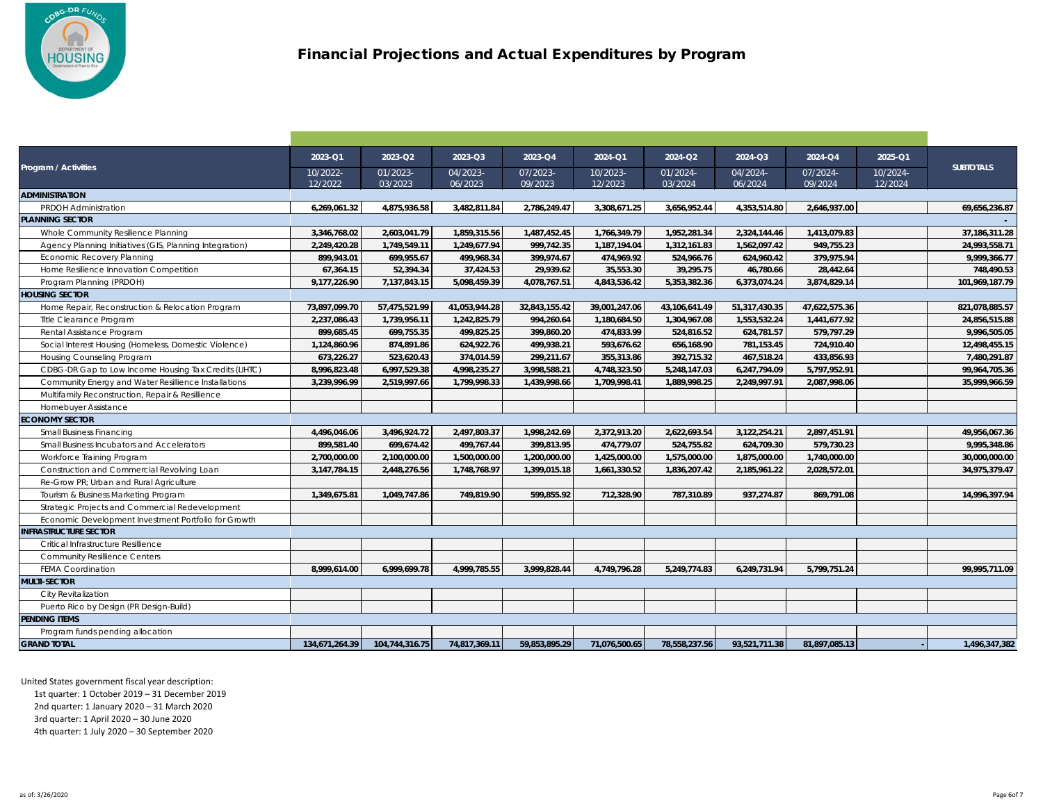# Financial Projections and Actual Expenditures by Program

| Program / Activities | 2023-Q1 10/2022-12/2022 | 2023-Q2 01/2023-03/2023 | 2023-Q3 04/2023-06/2023 | 2023-Q4 07/2023-09/2023 | 2024-Q1 10/2023-12/2023 | 2024-Q2 01/2024-03/2024 | 2024-Q3 04/2024-06/2024 | 2024-Q4 07/2024-09/2024 | 2025-Q1 10/2024-12/2024 | SUBTOTALS |
|---|---|---|---|---|---|---|---|---|---|---|
| **ADMINISTRATION** | | | | | | | | | | |
| PRDOH Administration | 6,269,061.32 | 4,875,936.58 | 3,482,811.84 | 2,786,249.47 | 3,308,671.25 | 3,656,952.44 | 4,353,514.80 | 2,646,937.00 | | 69,656,236.87 |
| **PLANNING SECTOR** | | | | | | | | | | - |
| Whole Community Resilience Planning | 3,346,768.02 | 2,603,041.79 | 1,859,315.56 | 1,487,452.45 | 1,766,349.79 | 1,952,281.34 | 2,324,144.46 | 1,413,079.83 | | 37,186,311.28 |
| Agency Planning Initiatives (GIS, Planning Integration) | 2,249,420.28 | 1,749,549.11 | 1,249,677.94 | 999,742.35 | 1,187,194.04 | 1,312,161.83 | 1,562,097.42 | 949,755.23 | | 24,993,558.71 |
| Economic Recovery Planning | 899,943.01 | 699,955.67 | 499,968.34 | 399,974.67 | 474,969.92 | 524,966.76 | 624,960.42 | 379,975.94 | | 9,999,366.77 |
| Home Resilience Innovation Competition | 67,364.15 | 52,394.34 | 37,424.53 | 29,939.62 | 35,553.30 | 39,295.75 | 46,780.66 | 28,442.64 | | 748,490.53 |
| Program Planning (PRDOH) | 9,177,226.90 | 7,137,843.15 | 5,098,459.39 | 4,078,767.51 | 4,843,536.42 | 5,353,382.36 | 6,373,074.24 | 3,874,829.14 | | 101,969,187.79 |
| **HOUSING SECTOR** | | | | | | | | | | |
| Home Repair, Reconstruction & Relocation Program | 73,897,099.70 | 57,475,521.99 | 41,053,944.28 | 32,843,155.42 | 39,001,247.06 | 43,106,641.49 | 51,317,430.35 | 47,622,575.36 | | 821,078,885.57 |
| Title Clearance Program | 2,237,086.43 | 1,739,956.11 | 1,242,825.79 | 994,260.64 | 1,180,684.50 | 1,304,967.08 | 1,553,532.24 | 1,441,677.92 | | 24,856,515.88 |
| Rental Assistance Program | 899,685.45 | 699,755.35 | 499,825.25 | 399,860.20 | 474,833.99 | 524,816.52 | 624,781.57 | 579,797.29 | | 9,996,505.05 |
| Social Interest Housing (Homeless, Domestic Violence) | 1,124,860.96 | 874,891.86 | 624,922.76 | 499,938.21 | 593,676.62 | 656,168.90 | 781,153.45 | 724,910.40 | | 12,498,455.15 |
| Housing Counseling Program | 673,226.27 | 523,620.43 | 374,014.59 | 299,211.67 | 355,313.86 | 392,715.32 | 467,518.24 | 433,856.93 | | 7,480,291.87 |
| CDBG-DR Gap to Low Income Housing Tax Credits (LIHTC) | 8,996,823.48 | 6,997,529.38 | 4,998,235.27 | 3,998,588.21 | 4,748,323.50 | 5,248,147.03 | 6,247,794.09 | 5,797,952.91 | | 99,964,705.36 |
| Community Energy and Water Resilience Installations | 3,239,996.99 | 2,519,997.66 | 1,799,998.33 | 1,439,998.66 | 1,709,998.41 | 1,889,998.25 | 2,249,997.91 | 2,087,998.06 | | 35,999,966.59 |
| Multifamily Reconstruction, Repair & Resilience | | | | | | | | | | |
| Homebuyer Assistance | | | | | | | | | | |
| **ECONOMY SECTOR** | | | | | | | | | | |
| Small Business Financing | 4,496,046.06 | 3,496,924.72 | 2,497,803.37 | 1,998,242.69 | 2,372,913.20 | 2,622,693.54 | 3,122,254.21 | 2,897,451.91 | | 49,956,067.36 |
| Small Business Incubators and Accelerators | 899,581.40 | 699,674.42 | 499,767.44 | 399,813.95 | 474,779.07 | 524,755.82 | 624,709.30 | 579,730.23 | | 9,995,348.86 |
| Workforce Training Program | 2,700,000.00 | 2,100,000.00 | 1,500,000.00 | 1,200,000.00 | 1,425,000.00 | 1,575,000.00 | 1,875,000.00 | 1,740,000.00 | | 30,000,000.00 |
| Construction and Commercial Revolving Loan | 3,147,784.15 | 2,448,276.56 | 1,748,768.97 | 1,399,015.18 | 1,661,330.52 | 1,836,207.42 | 2,185,961.22 | 2,028,572.01 | | 34,975,379.47 |
| Re-Grow PR; Urban and Rural Agriculture | | | | | | | | | | |
| Tourism & Business Marketing Program | 1,349,675.81 | 1,049,747.86 | 749,819.90 | 599,855.92 | 712,328.90 | 787,310.89 | 937,274.87 | 869,791.08 | | 14,996,397.94 |
| Strategic Projects and Commercial Redevelopment | | | | | | | | | | |
| Economic Development Investment Portfolio for Growth | | | | | | | | | | |
| **INFRASTRUCTURE SECTOR** | | | | | | | | | | |
| Critical Infrastructure Resilience | | | | | | | | | | |
| Community Resilience Centers | | | | | | | | | | |
| FEMA Coordination | 8,999,614.00 | 6,999,699.78 | 4,999,785.55 | 3,999,828.44 | 4,749,796.28 | 5,249,774.83 | 6,249,731.94 | 5,799,751.24 | | 99,995,711.09 |
| **MULTI-SECTOR** | | | | | | | | | | |
| City Revitalization | | | | | | | | | | |
| Puerto Rico by Design (PR Design-Build) | | | | | | | | | | |
| **PENDING ITEMS** | | | | | | | | | | |
| Program funds pending allocation | | | | | | | | | | |
| **GRAND TOTAL** | 134,671,264.39 | 104,744,316.75 | 74,817,369.11 | 59,853,895.29 | 71,076,500.65 | 78,558,237.56 | 93,521,711.38 | 81,897,085.13 | - | 1,496,347,382 |

United States government fiscal year description:

- 1st quarter: 1 October 2019 – 31 December 2019
- 2nd quarter: 1 January 2020 – 31 March 2020
- 3rd quarter: 1 April 2020 – 30 June 2020
- 4th quarter: 1 July 2020 – 30 September 2020

as of: 3/26/2020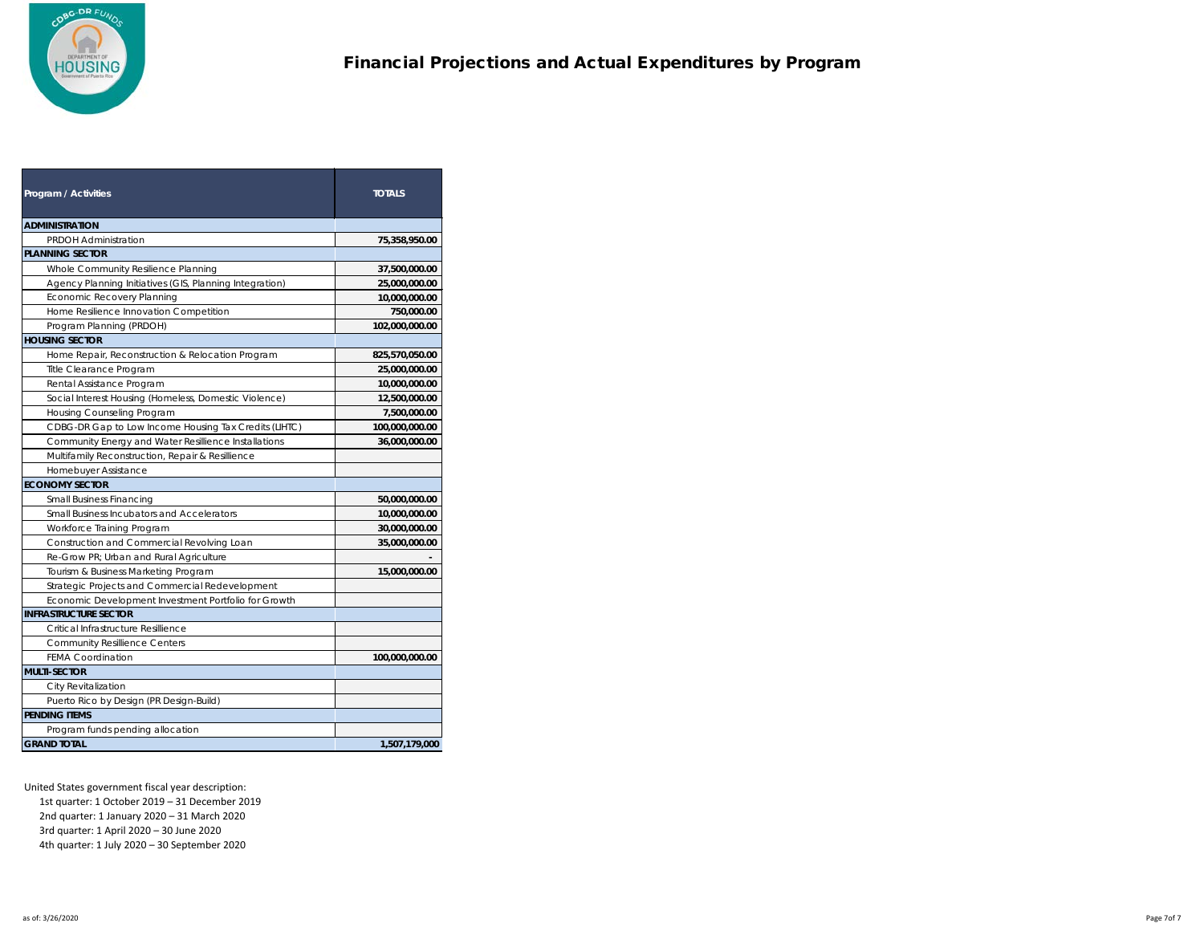# Financial Projections and Actual Expenditures by Program

| Program / Activities | TOTALS |
|---|---|
| **ADMINISTRATION** | |
| PRDOH Administration | **75,358,950.00** |
| **PLANNING SECTOR** | |
| Whole Community Resilience Planning | **37,500,000.00** |
| Agency Planning Initiatives (GIS, Planning Integration) | **25,000,000.00** |
| Economic Recovery Planning | **10,000,000.00** |
| Home Resilience Innovation Competition | **750,000.00** |
| Program Planning (PRDOH) | **102,000,000.00** |
| **HOUSING SECTOR** | |
| Home Repair, Reconstruction & Relocation Program | **825,570,050.00** |
| Title Clearance Program | **25,000,000.00** |
| Rental Assistance Program | **10,000,000.00** |
| Social Interest Housing (Homeless, Domestic Violence) | **12,500,000.00** |
| Housing Counseling Program | **7,500,000.00** |
| CDBG-DR Gap to Low Income Housing Tax Credits (LIHTC) | **100,000,000.00** |
| Community Energy and Water Resillience Installations | **36,000,000.00** |
| Multifamily Reconstruction, Repair & Resillience | |
| Homebuyer Assistance | |
| **ECONOMY SECTOR** | |
| Small Business Financing | **50,000,000.00** |
| Small Business Incubators and Accelerators | **10,000,000.00** |
| Workforce Training Program | **30,000,000.00** |
| Construction and Commercial Revolving Loan | **35,000,000.00** |
| Re-Grow PR; Urban and Rural Agriculture | **-** |
| Tourism & Business Marketing Program | **15,000,000.00** |
| Strategic Projects and Commercial Redevelopment | |
| Economic Development Investment Portfolio for Growth | |
| **INFRASTRUCTURE SECTOR** | |
| Critical Infrastructure Resillience | |
| Community Resillience Centers | |
| FEMA Coordination | **100,000,000.00** |
| **MULTI-SECTOR** | |
| City Revitalization | |
| Puerto Rico by Design (PR Design-Build) | |
| **PENDING ITEMS** | |
| Program funds pending allocation | |
| **GRAND TOTAL** | **1,507,179,000** |

United States government fiscal year description:

- 1st quarter: 1 October 2019 – 31 December 2019
- 2nd quarter: 1 January 2020 – 31 March 2020
- 3rd quarter: 1 April 2020 – 30 June 2020
- 4th quarter: 1 July 2020 – 30 September 2020

as of: 3/26/2020